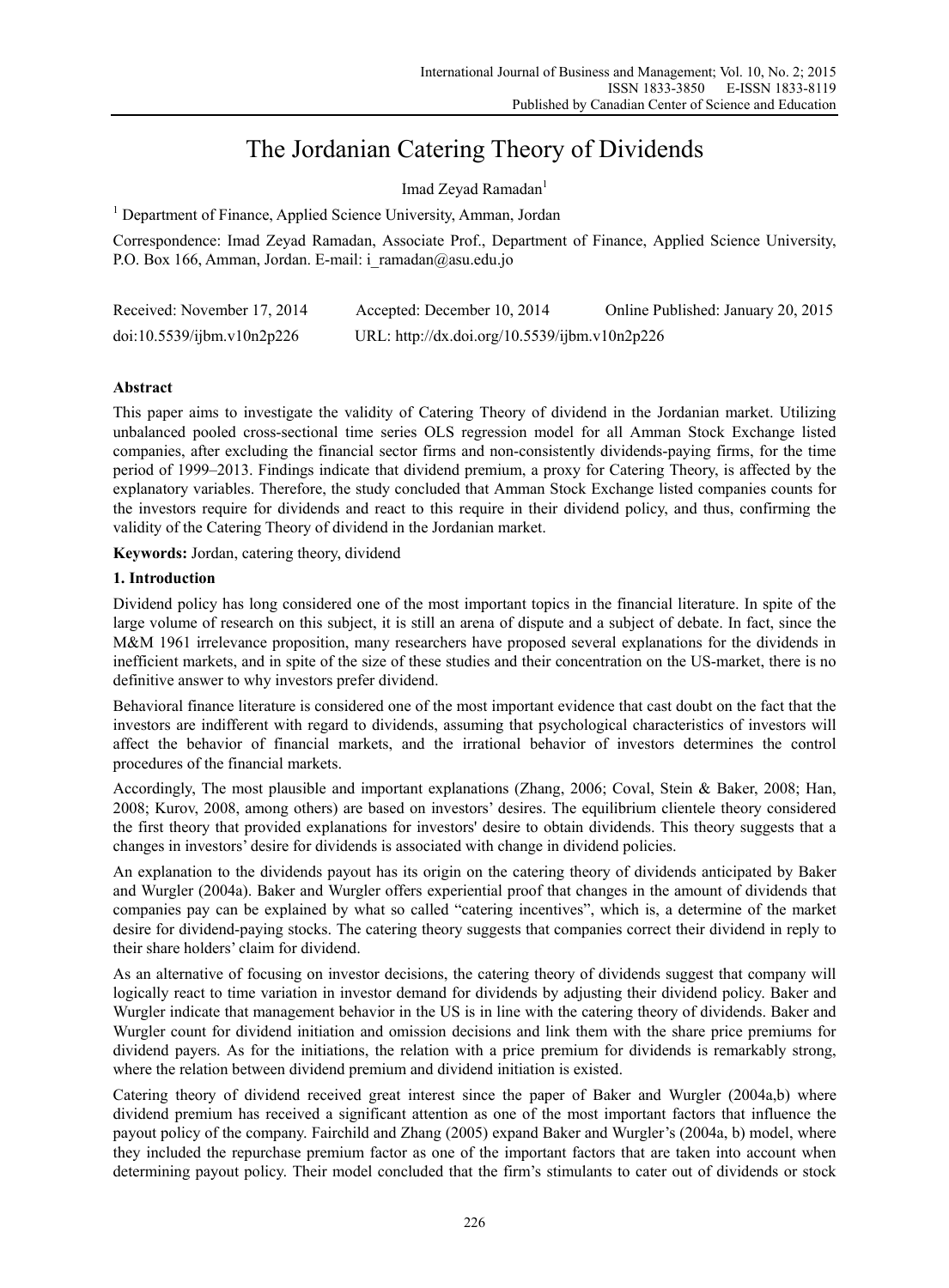# The Jordanian Catering Theory of Dividends

Imad Zeyad Ramadan[1]

[1] Department of Finance, Applied Science University, Amman, Jordan

Correspondence: Imad Zeyad Ramadan, Associate Prof., Department of Finance, Applied Science University, P.O. Box 166, Amman, Jordan. E-mail: i_ramadan@asu.edu.jo

Received: November 17, 2014 Accepted: December 10, 2014 Online Published: January 20, 2015

doi:10.5539/ijbm.v10n2p226 URL: http://dx.doi.org/10.5539/ijbm.v10n2p226

## Abstract

This paper aims to investigate the validity of Catering Theory of dividend in the Jordanian market. Utilizing unbalanced pooled cross-sectional time series OLS regression model for all Amman Stock Exchange listed companies, after excluding the financial sector firms and non-consistently dividends-paying firms, for the time period of 1999–2013. Findings indicate that dividend premium, a proxy for Catering Theory, is affected by the explanatory variables. Therefore, the study concluded that Amman Stock Exchange listed companies counts for the investors require for dividends and react to this require in their dividend policy, and thus, confirming the validity of the Catering Theory of dividend in the Jordanian market.

**Keywords:** Jordan, catering theory, dividend

## 1. Introduction

Dividend policy has long considered one of the most important topics in the financial literature. In spite of the large volume of research on this subject, it is still an arena of dispute and a subject of debate. In fact, since the M&M 1961 irrelevance proposition, many researchers have proposed several explanations for the dividends in inefficient markets, and in spite of the size of these studies and their concentration on the US-market, there is no definitive answer to why investors prefer dividend.

Behavioral finance literature is considered one of the most important evidence that cast doubt on the fact that the investors are indifferent with regard to dividends, assuming that psychological characteristics of investors will affect the behavior of financial markets, and the irrational behavior of investors determines the control procedures of the financial markets.

Accordingly, The most plausible and important explanations (Zhang, 2006; Coval, Stein & Baker, 2008; Han, 2008; Kurov, 2008, among others) are based on investors' desires. The equilibrium clientele theory considered the first theory that provided explanations for investors' desire to obtain dividends. This theory suggests that a changes in investors' desire for dividends is associated with change in dividend policies.

An explanation to the dividends payout has its origin on the catering theory of dividends anticipated by Baker and Wurgler (2004a). Baker and Wurgler offers experiential proof that changes in the amount of dividends that companies pay can be explained by what so called "catering incentives", which is, a determine of the market desire for dividend-paying stocks. The catering theory suggests that companies correct their dividend in reply to their share holders' claim for dividend.

As an alternative of focusing on investor decisions, the catering theory of dividends suggest that company will logically react to time variation in investor demand for dividends by adjusting their dividend policy. Baker and Wurgler indicate that management behavior in the US is in line with the catering theory of dividends. Baker and Wurgler count for dividend initiation and omission decisions and link them with the share price premiums for dividend payers. As for the initiations, the relation with a price premium for dividends is remarkably strong, where the relation between dividend premium and dividend initiation is existed.

Catering theory of dividend received great interest since the paper of Baker and Wurgler (2004a,b) where dividend premium has received a significant attention as one of the most important factors that influence the payout policy of the company. Fairchild and Zhang (2005) expand Baker and Wurgler's (2004a, b) model, where they included the repurchase premium factor as one of the important factors that are taken into account when determining payout policy. Their model concluded that the firm's stimulants to cater out of dividends or stock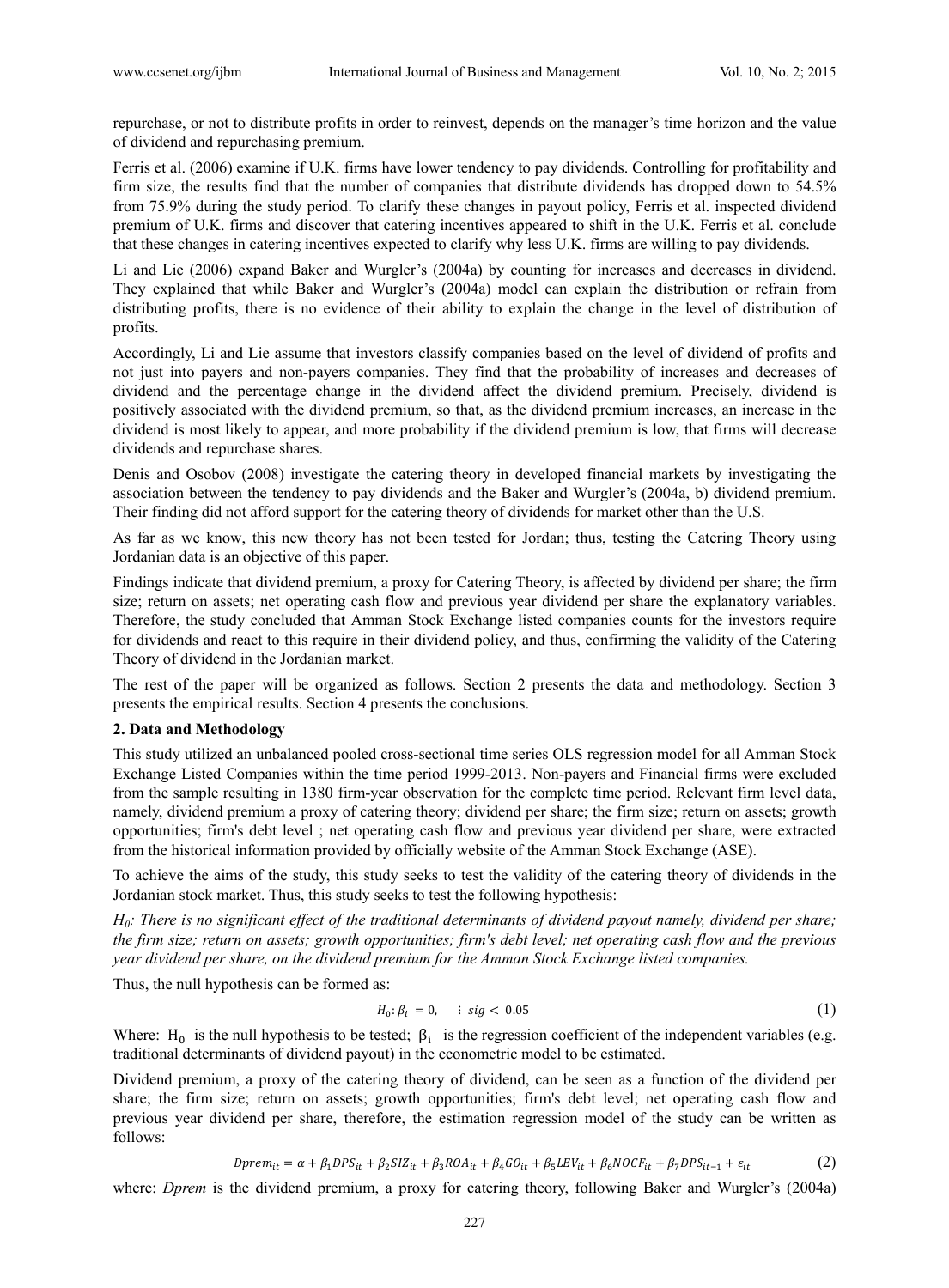repurchase, or not to distribute profits in order to reinvest, depends on the manager's time horizon and the value of dividend and repurchasing premium.

Ferris et al. (2006) examine if U.K. firms have lower tendency to pay dividends. Controlling for profitability and firm size, the results find that the number of companies that distribute dividends has dropped down to 54.5% from 75.9% during the study period. To clarify these changes in payout policy, Ferris et al. inspected dividend premium of U.K. firms and discover that catering incentives appeared to shift in the U.K. Ferris et al. conclude that these changes in catering incentives expected to clarify why less U.K. firms are willing to pay dividends.

Li and Lie (2006) expand Baker and Wurgler's (2004a) by counting for increases and decreases in dividend. They explained that while Baker and Wurgler's (2004a) model can explain the distribution or refrain from distributing profits, there is no evidence of their ability to explain the change in the level of distribution of profits.

Accordingly, Li and Lie assume that investors classify companies based on the level of dividend of profits and not just into payers and non-payers companies. They find that the probability of increases and decreases of dividend and the percentage change in the dividend affect the dividend premium. Precisely, dividend is positively associated with the dividend premium, so that, as the dividend premium increases, an increase in the dividend is most likely to appear, and more probability if the dividend premium is low, that firms will decrease dividends and repurchase shares.

Denis and Osobov (2008) investigate the catering theory in developed financial markets by investigating the association between the tendency to pay dividends and the Baker and Wurgler's (2004a, b) dividend premium. Their finding did not afford support for the catering theory of dividends for market other than the U.S.

As far as we know, this new theory has not been tested for Jordan; thus, testing the Catering Theory using Jordanian data is an objective of this paper.

Findings indicate that dividend premium, a proxy for Catering Theory, is affected by dividend per share; the firm size; return on assets; net operating cash flow and previous year dividend per share the explanatory variables. Therefore, the study concluded that Amman Stock Exchange listed companies counts for the investors require for dividends and react to this require in their dividend policy, and thus, confirming the validity of the Catering Theory of dividend in the Jordanian market.

The rest of the paper will be organized as follows. Section 2 presents the data and methodology. Section 3 presents the empirical results. Section 4 presents the conclusions.

## 2. Data and Methodology

This study utilized an unbalanced pooled cross-sectional time series OLS regression model for all Amman Stock Exchange Listed Companies within the time period 1999-2013. Non-payers and Financial firms were excluded from the sample resulting in 1380 firm-year observation for the complete time period. Relevant firm level data, namely, dividend premium a proxy of catering theory; dividend per share; the firm size; return on assets; growth opportunities; firm's debt level ; net operating cash flow and previous year dividend per share, were extracted from the historical information provided by officially website of the Amman Stock Exchange (ASE).

To achieve the aims of the study, this study seeks to test the validity of the catering theory of dividends in the Jordanian stock market. Thus, this study seeks to test the following hypothesis:

*$H_0$: There is no significant effect of the traditional determinants of dividend payout namely, dividend per share; the firm size; return on assets; growth opportunities; firm's debt level; net operating cash flow and the previous year dividend per share, on the dividend premium for the Amman Stock Exchange listed companies.*

Thus, the null hypothesis can be formed as:

$$H_0: \beta_i = 0, \quad \vdots \; sig < 0.05 \tag{1}$$

Where: $H_0$ is the null hypothesis to be tested; $\beta_i$ is the regression coefficient of the independent variables (e.g. traditional determinants of dividend payout) in the econometric model to be estimated.

Dividend premium, a proxy of the catering theory of dividend, can be seen as a function of the dividend per share; the firm size; return on assets; growth opportunities; firm's debt level; net operating cash flow and previous year dividend per share, therefore, the estimation regression model of the study can be written as follows:

$$Dprem_{it} = \alpha + \beta_1 DPS_{it} + \beta_2 SIZ_{it} + \beta_3 ROA_{it} + \beta_4 GO_{it} + \beta_5 LEV_{it} + \beta_6 NOCF_{it} + \beta_7 DPS_{it-1} + \varepsilon_{it} \tag{2}$$

where: *Dprem* is the dividend premium, a proxy for catering theory, following Baker and Wurgler's (2004a)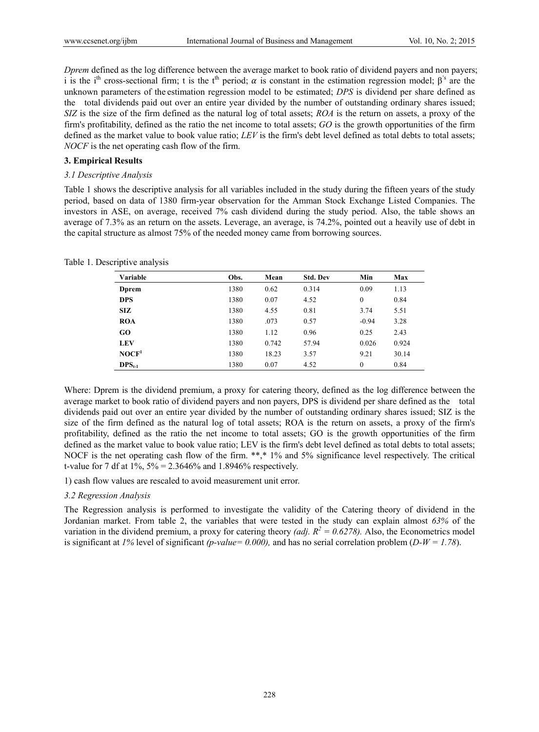*Dprem* defined as the log difference between the average market to book ratio of dividend payers and non payers; i is the $i^{th}$ cross-sectional firm; t is the $t^{th}$ period; $\alpha$ is constant in the estimation regression model; $\beta^{'s}$ are the unknown parameters of the estimation regression model to be estimated; *DPS* is dividend per share defined as the total dividends paid out over an entire year divided by the number of outstanding ordinary shares issued; *SIZ* is the size of the firm defined as the natural log of total assets; *ROA* is the return on assets, a proxy of the firm's profitability, defined as the ratio the net income to total assets; *GO* is the growth opportunities of the firm defined as the market value to book value ratio; *LEV* is the firm's debt level defined as total debts to total assets; *NOCF* is the net operating cash flow of the firm.

## 3. Empirical Results

### 3.1 Descriptive Analysis

Table 1 shows the descriptive analysis for all variables included in the study during the fifteen years of the study period, based on data of 1380 firm-year observation for the Amman Stock Exchange Listed Companies. The investors in ASE, on average, received 7% cash dividend during the study period. Also, the table shows an average of 7.3% as an return on the assets. Leverage, an average, is 74.2%, pointed out a heavily use of debt in the capital structure as almost 75% of the needed money came from borrowing sources.

Table 1. Descriptive analysis

| Variable | Obs. | Mean | Std. Dev | Min | Max |
|---|---|---|---|---|---|
| **Dprem** | 1380 | 0.62 | 0.314 | 0.09 | 1.13 |
| **DPS** | 1380 | 0.07 | 4.52 | 0 | 0.84 |
| **SIZ** | 1380 | 4.55 | 0.81 | 3.74 | 5.51 |
| **ROA** | 1380 | .073 | 0.57 | -0.94 | 3.28 |
| **GO** | 1380 | 1.12 | 0.96 | 0.25 | 2.43 |
| **LEV** | 1380 | 0.742 | 57.94 | 0.026 | 0.924 |
| **NOCF**[1] | 1380 | 18.23 | 3.57 | 9.21 | 30.14 |
| $DPS_{t-1}$ | 1380 | 0.07 | 4.52 | 0 | 0.84 |

Where: Dprem is the dividend premium, a proxy for catering theory, defined as the log difference between the average market to book ratio of dividend payers and non payers, DPS is dividend per share defined as the total dividends paid out over an entire year divided by the number of outstanding ordinary shares issued; SIZ is the size of the firm defined as the natural log of total assets; ROA is the return on assets, a proxy of the firm's profitability, defined as the ratio the net income to total assets; GO is the growth opportunities of the firm defined as the market value to book value ratio; LEV is the firm's debt level defined as total debts to total assets; NOCF is the net operating cash flow of the firm. **,* 1% and 5% significance level respectively. The critical t-value for 7 df at 1%, 5% = 2.3646% and 1.8946% respectively.

1) cash flow values are rescaled to avoid measurement unit error.

### 3.2 Regression Analysis

The Regression analysis is performed to investigate the validity of the Catering theory of dividend in the Jordanian market. From table 2, the variables that were tested in the study can explain almost *63%* of the variation in the dividend premium, a proxy for catering theory *(adj. $R^2 = 0.6278$).* Also, the Econometrics model is significant at *1%* level of significant *(p-value= 0.000),* and has no serial correlation problem (*D-W = 1.78*).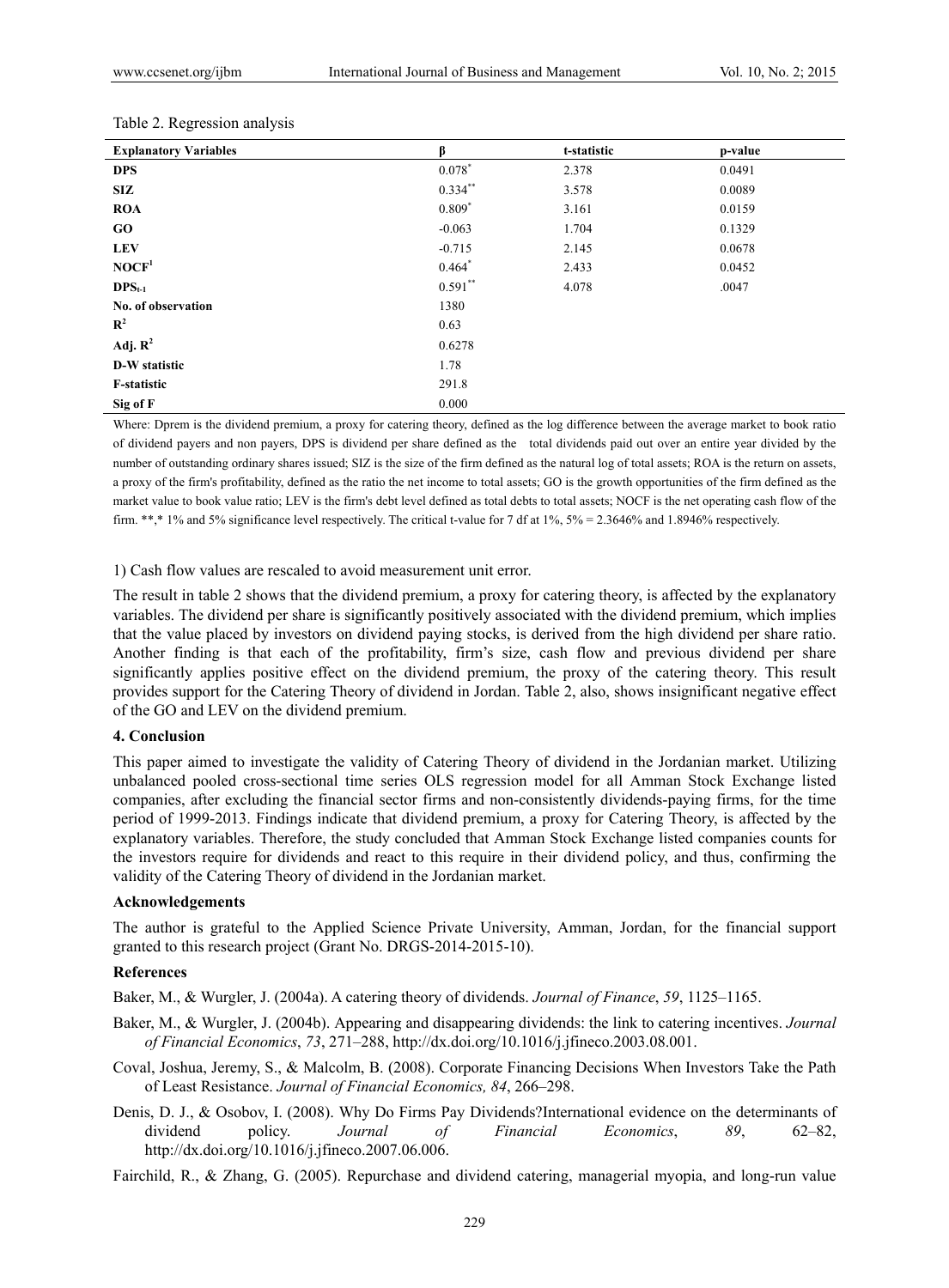Table 2. Regression analysis

| Explanatory Variables | β | t-statistic | p-value |
| --- | --- | --- | --- |
| **DPS** | 0.078* | 2.378 | 0.0491 |
| **SIZ** | 0.334** | 3.578 | 0.0089 |
| **ROA** | 0.809* | 3.161 | 0.0159 |
| **GO** | -0.063 | 1.704 | 0.1329 |
| **LEV** | -0.715 | 2.145 | 0.0678 |
| **NOCF**[1] | 0.464* | 2.433 | 0.0452 |
| $\mathbf{DPS_{t-1}}$ | 0.591** | 4.078 | .0047 |
| **No. of observation** | 1380 | | |
| $\mathbf{R^2}$ | 0.63 | | |
| **Adj.** $\mathbf{R^2}$ | 0.6278 | | |
| **D-W statistic** | 1.78 | | |
| **F-statistic** | 291.8 | | |
| **Sig of F** | 0.000 | | |

Where: Dprem is the dividend premium, a proxy for catering theory, defined as the log difference between the average market to book ratio of dividend payers and non payers, DPS is dividend per share defined as the total dividends paid out over an entire year divided by the number of outstanding ordinary shares issued; SIZ is the size of the firm defined as the natural log of total assets; ROA is the return on assets, a proxy of the firm's profitability, defined as the ratio the net income to total assets; GO is the growth opportunities of the firm defined as the market value to book value ratio; LEV is the firm's debt level defined as total debts to total assets; NOCF is the net operating cash flow of the firm. **,* 1% and 5% significance level respectively. The critical t-value for 7 df at 1%, 5% = 2.3646% and 1.8946% respectively.

1) Cash flow values are rescaled to avoid measurement unit error.

The result in table 2 shows that the dividend premium, a proxy for catering theory, is affected by the explanatory variables. The dividend per share is significantly positively associated with the dividend premium, which implies that the value placed by investors on dividend paying stocks, is derived from the high dividend per share ratio. Another finding is that each of the profitability, firm's size, cash flow and previous dividend per share significantly applies positive effect on the dividend premium, the proxy of the catering theory. This result provides support for the Catering Theory of dividend in Jordan. Table 2, also, shows insignificant negative effect of the GO and LEV on the dividend premium.

## 4. Conclusion

This paper aimed to investigate the validity of Catering Theory of dividend in the Jordanian market. Utilizing unbalanced pooled cross-sectional time series OLS regression model for all Amman Stock Exchange listed companies, after excluding the financial sector firms and non-consistently dividends-paying firms, for the time period of 1999-2013. Findings indicate that dividend premium, a proxy for Catering Theory, is affected by the explanatory variables. Therefore, the study concluded that Amman Stock Exchange listed companies counts for the investors require for dividends and react to this require in their dividend policy, and thus, confirming the validity of the Catering Theory of dividend in the Jordanian market.

### Acknowledgements

The author is grateful to the Applied Science Private University, Amman, Jordan, for the financial support granted to this research project (Grant No. DRGS-2014-2015-10).

### References

Baker, M., & Wurgler, J. (2004a). A catering theory of dividends. *Journal of Finance*, *59*, 1125–1165.

Baker, M., & Wurgler, J. (2004b). Appearing and disappearing dividends: the link to catering incentives. *Journal of Financial Economics*, *73*, 271–288, http://dx.doi.org/10.1016/j.jfineco.2003.08.001.

Coval, Joshua, Jeremy, S., & Malcolm, B. (2008). Corporate Financing Decisions When Investors Take the Path of Least Resistance. *Journal of Financial Economics, 84*, 266–298.

Denis, D. J., & Osobov, I. (2008). Why Do Firms Pay Dividends?International evidence on the determinants of dividend policy. *Journal of Financial Economics*, *89*, 62–82, http://dx.doi.org/10.1016/j.jfineco.2007.06.006.

Fairchild, R., & Zhang, G. (2005). Repurchase and dividend catering, managerial myopia, and long-run value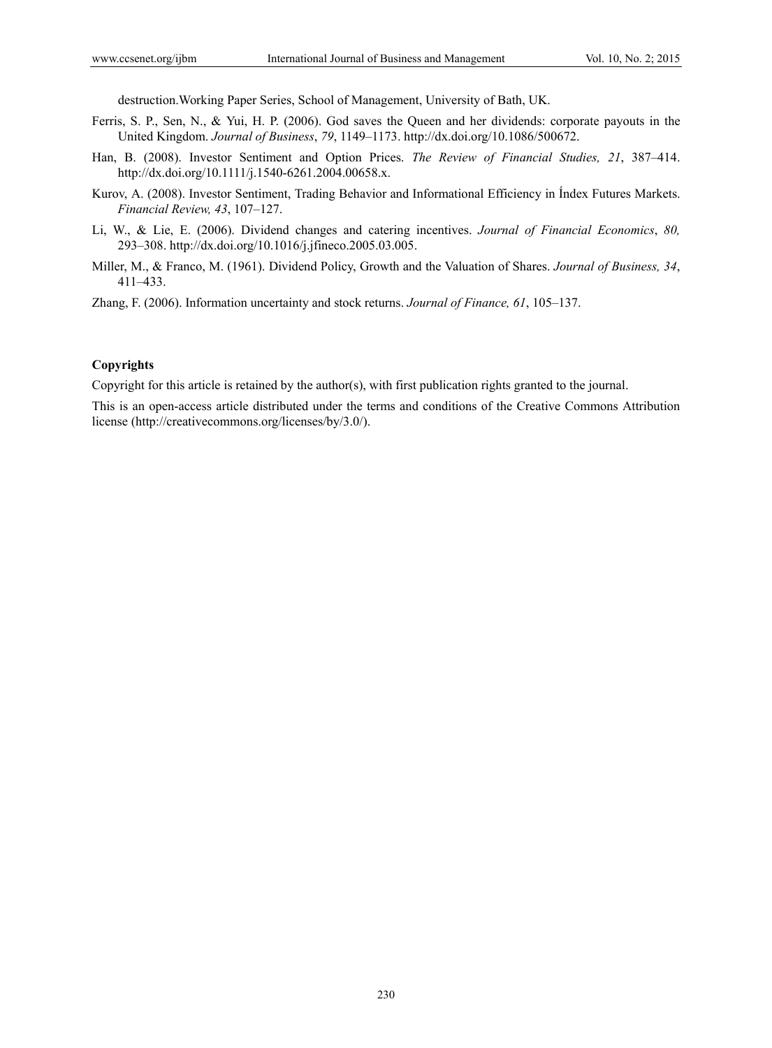destruction.Working Paper Series, School of Management, University of Bath, UK.

Ferris, S. P., Sen, N., & Yui, H. P. (2006). God saves the Queen and her dividends: corporate payouts in the United Kingdom. *Journal of Business*, *79*, 1149–1173. http://dx.doi.org/10.1086/500672.

Han, B. (2008). Investor Sentiment and Option Prices. *The Review of Financial Studies, 21*, 387–414. http://dx.doi.org/10.1111/j.1540-6261.2004.00658.x.

Kurov, A. (2008). Investor Sentiment, Trading Behavior and Informational Efficiency in Índex Futures Markets. *Financial Review, 43*, 107–127.

Li, W., & Lie, E. (2006). Dividend changes and catering incentives. *Journal of Financial Economics*, *80,* 293–308. http://dx.doi.org/10.1016/j.jfineco.2005.03.005.

Miller, M., & Franco, M. (1961). Dividend Policy, Growth and the Valuation of Shares. *Journal of Business, 34*, 411–433.

Zhang, F. (2006). Information uncertainty and stock returns. *Journal of Finance, 61*, 105–137.

**Copyrights**

Copyright for this article is retained by the author(s), with first publication rights granted to the journal.

This is an open-access article distributed under the terms and conditions of the Creative Commons Attribution license (http://creativecommons.org/licenses/by/3.0/).